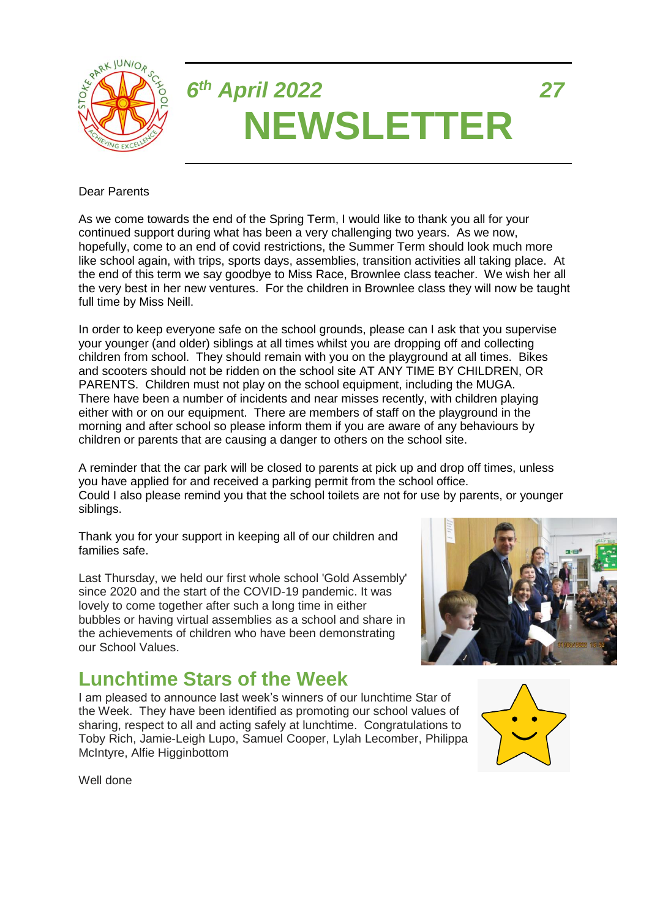*6th April 2022* *27*

# NEWSLETTER

Dear Parents

As we come towards the end of the Spring Term, I would like to thank you all for your continued support during what has been a very challenging two years. As we now, hopefully, come to an end of covid restrictions, the Summer Term should look much more like school again, with trips, sports days, assemblies, transition activities all taking place. At the end of this term we say goodbye to Miss Race, Brownlee class teacher. We wish her all the very best in her new ventures. For the children in Brownlee class they will now be taught full time by Miss Neill.

In order to keep everyone safe on the school grounds, please can I ask that you supervise your younger (and older) siblings at all times whilst you are dropping off and collecting children from school. They should remain with you on the playground at all times. Bikes and scooters should not be ridden on the school site AT ANY TIME BY CHILDREN, OR PARENTS. Children must not play on the school equipment, including the MUGA. There have been a number of incidents and near misses recently, with children playing either with or on our equipment. There are members of staff on the playground in the morning and after school so please inform them if you are aware of any behaviours by children or parents that are causing a danger to others on the school site.

A reminder that the car park will be closed to parents at pick up and drop off times, unless you have applied for and received a parking permit from the school office.
Could I also please remind you that the school toilets are not for use by parents, or younger siblings.

Thank you for your support in keeping all of our children and families safe.

Last Thursday, we held our first whole school 'Gold Assembly' since 2020 and the start of the COVID-19 pandemic. It was lovely to come together after such a long time in either bubbles or having virtual assemblies as a school and share in the achievements of children who have been demonstrating our School Values.

## Lunchtime Stars of the Week

I am pleased to announce last week's winners of our lunchtime Star of the Week. They have been identified as promoting our school values of sharing, respect to all and acting safely at lunchtime. Congratulations to Toby Rich, Jamie-Leigh Lupo, Samuel Cooper, Lylah Lecomber, Philippa McIntyre, Alfie Higginbottom

Well done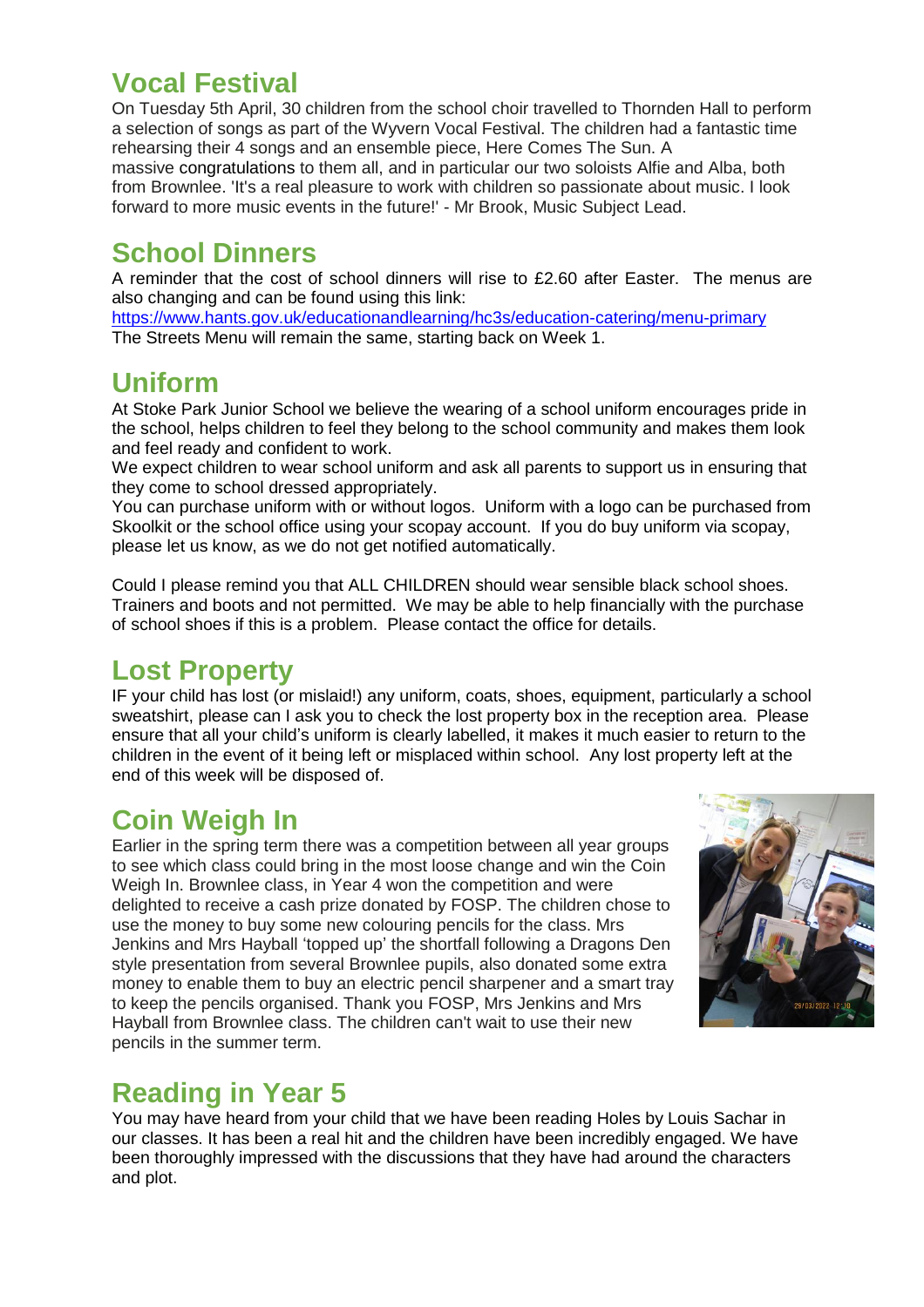## Vocal Festival

On Tuesday 5th April, 30 children from the school choir travelled to Thornden Hall to perform a selection of songs as part of the Wyvern Vocal Festival. The children had a fantastic time rehearsing their 4 songs and an ensemble piece, Here Comes The Sun. A massive congratulations to them all, and in particular our two soloists Alfie and Alba, both from Brownlee. 'It's a real pleasure to work with children so passionate about music. I look forward to more music events in the future!' - Mr Brook, Music Subject Lead.

## School Dinners

A reminder that the cost of school dinners will rise to £2.60 after Easter. The menus are also changing and can be found using this link:
https://www.hants.gov.uk/educationandlearning/hc3s/education-catering/menu-primary
The Streets Menu will remain the same, starting back on Week 1.

## Uniform

At Stoke Park Junior School we believe the wearing of a school uniform encourages pride in the school, helps children to feel they belong to the school community and makes them look and feel ready and confident to work.

We expect children to wear school uniform and ask all parents to support us in ensuring that they come to school dressed appropriately.

You can purchase uniform with or without logos. Uniform with a logo can be purchased from Skoolkit or the school office using your scopay account. If you do buy uniform via scopay, please let us know, as we do not get notified automatically.

Could I please remind you that ALL CHILDREN should wear sensible black school shoes. Trainers and boots and not permitted. We may be able to help financially with the purchase of school shoes if this is a problem. Please contact the office for details.

## Lost Property

IF your child has lost (or mislaid!) any uniform, coats, shoes, equipment, particularly a school sweatshirt, please can I ask you to check the lost property box in the reception area. Please ensure that all your child's uniform is clearly labelled, it makes it much easier to return to the children in the event of it being left or misplaced within school. Any lost property left at the end of this week will be disposed of.

## Coin Weigh In

Earlier in the spring term there was a competition between all year groups to see which class could bring in the most loose change and win the Coin Weigh In. Brownlee class, in Year 4 won the competition and were delighted to receive a cash prize donated by FOSP. The children chose to use the money to buy some new colouring pencils for the class. Mrs Jenkins and Mrs Hayball 'topped up' the shortfall following a Dragons Den style presentation from several Brownlee pupils, also donated some extra money to enable them to buy an electric pencil sharpener and a smart tray to keep the pencils organised. Thank you FOSP, Mrs Jenkins and Mrs Hayball from Brownlee class. The children can't wait to use their new pencils in the summer term.

## Reading in Year 5

You may have heard from your child that we have been reading Holes by Louis Sachar in our classes. It has been a real hit and the children have been incredibly engaged. We have been thoroughly impressed with the discussions that they have had around the characters and plot.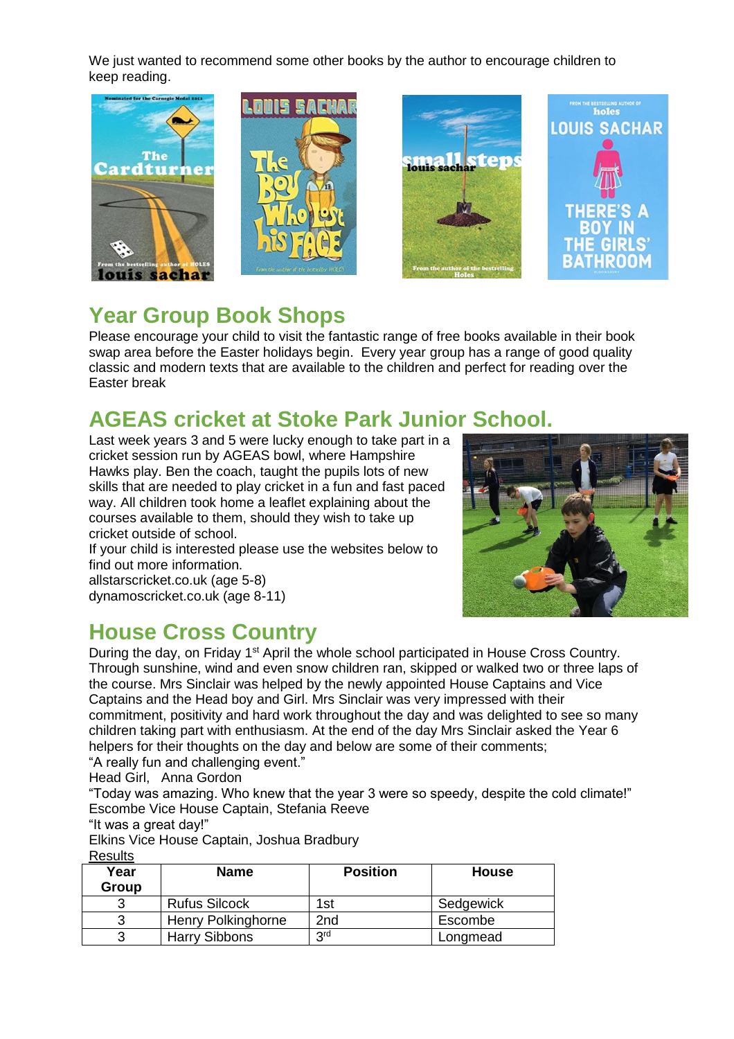We just wanted to recommend some other books by the author to encourage children to keep reading.

## Year Group Book Shops

Please encourage your child to visit the fantastic range of free books available in their book swap area before the Easter holidays begin. Every year group has a range of good quality classic and modern texts that are available to the children and perfect for reading over the Easter break

## AGEAS cricket at Stoke Park Junior School.

Last week years 3 and 5 were lucky enough to take part in a cricket session run by AGEAS bowl, where Hampshire Hawks play. Ben the coach, taught the pupils lots of new skills that are needed to play cricket in a fun and fast paced way. All children took home a leaflet explaining about the courses available to them, should they wish to take up cricket outside of school.

If your child is interested please use the websites below to find out more information.

allstarscricket.co.uk (age 5-8)

dynamoscricket.co.uk (age 8-11)

## House Cross Country

During the day, on Friday 1st April the whole school participated in House Cross Country. Through sunshine, wind and even snow children ran, skipped or walked two or three laps of the course. Mrs Sinclair was helped by the newly appointed House Captains and Vice Captains and the Head boy and Girl. Mrs Sinclair was very impressed with their commitment, positivity and hard work throughout the day and was delighted to see so many children taking part with enthusiasm. At the end of the day Mrs Sinclair asked the Year 6 helpers for their thoughts on the day and below are some of their comments;

"A really fun and challenging event."

Head Girl, Anna Gordon

"Today was amazing. Who knew that the year 3 were so speedy, despite the cold climate!"

Escombe Vice House Captain, Stefania Reeve

"It was a great day!"

Elkins Vice House Captain, Joshua Bradbury

Results

| Year Group | Name | Position | House |
|---|---|---|---|
| 3 | Rufus Silcock | 1st | Sedgewick |
| 3 | Henry Polkinghorne | 2nd | Escombe |
| 3 | Harry Sibbons | 3rd | Longmead |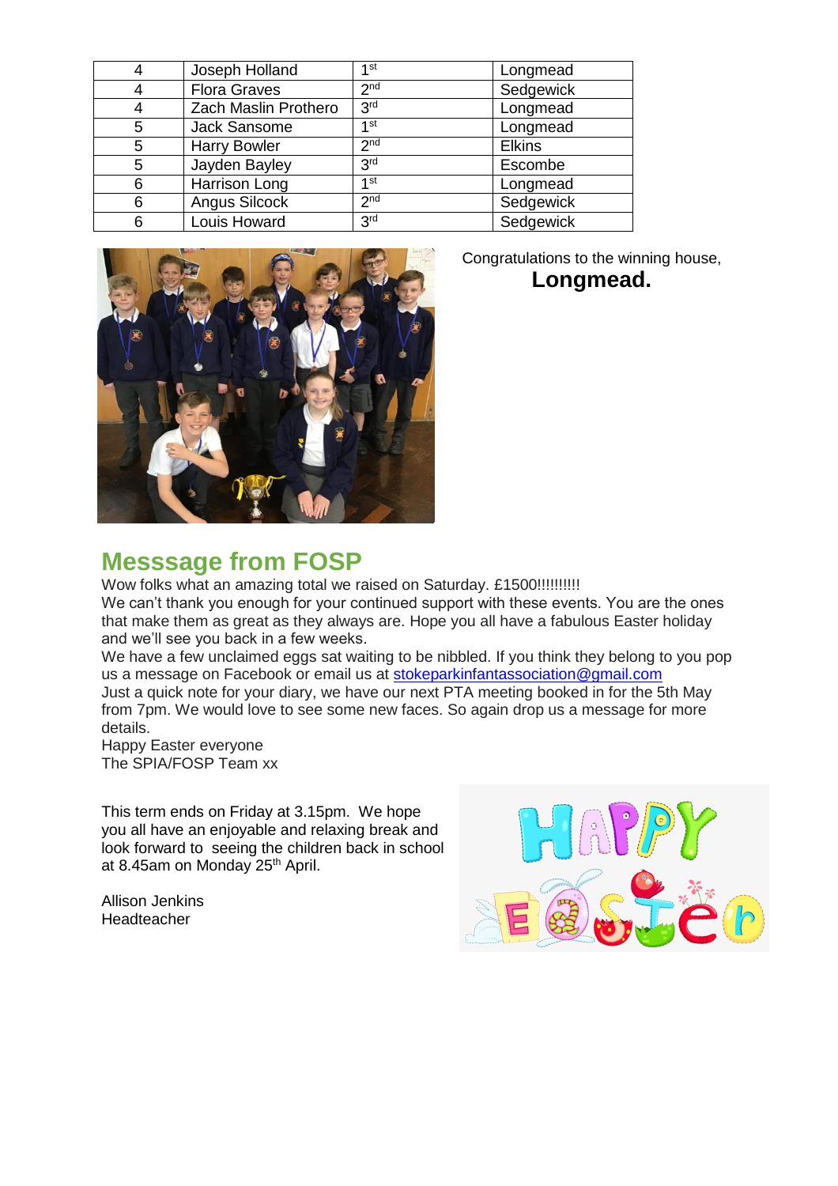| 4 | Joseph Holland | 1st | Longmead |
|---|---|---|---|
| 4 | Flora Graves | 2nd | Sedgewick |
| 4 | Zach Maslin Prothero | 3rd | Longmead |
| 5 | Jack Sansome | 1st | Longmead |
| 5 | Harry Bowler | 2nd | Elkins |
| 5 | Jayden Bayley | 3rd | Escombe |
| 6 | Harrison Long | 1st | Longmead |
| 6 | Angus Silcock | 2nd | Sedgewick |
| 6 | Louis Howard | 3rd | Sedgewick |

Congratulations to the winning house,

**Longmead.**

## Messsage from FOSP

Wow folks what an amazing total we raised on Saturday. £1500!!!!!!!!!

We can't thank you enough for your continued support with these events. You are the ones that make them as great as they always are. Hope you all have a fabulous Easter holiday and we'll see you back in a few weeks.

We have a few unclaimed eggs sat waiting to be nibbled. If you think they belong to you pop us a message on Facebook or email us at stokeparkinfantassociation@gmail.com

Just a quick note for your diary, we have our next PTA meeting booked in for the 5th May from 7pm. We would love to see some new faces. So again drop us a message for more details.

Happy Easter everyone

The SPIA/FOSP Team xx

This term ends on Friday at 3.15pm. We hope you all have an enjoyable and relaxing break and look forward to seeing the children back in school at 8.45am on Monday 25th April.

Allison Jenkins

Headteacher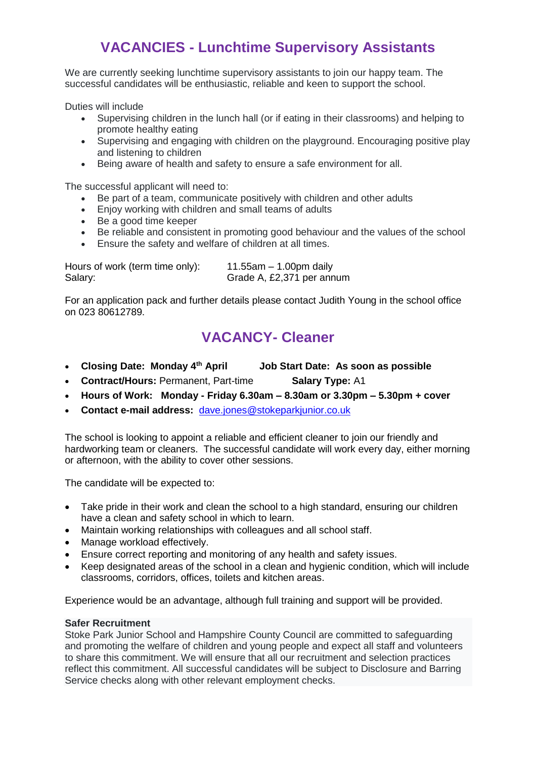## VACANCIES - Lunchtime Supervisory Assistants

We are currently seeking lunchtime supervisory assistants to join our happy team. The successful candidates will be enthusiastic, reliable and keen to support the school.

Duties will include

- Supervising children in the lunch hall (or if eating in their classrooms) and helping to promote healthy eating
- Supervising and engaging with children on the playground. Encouraging positive play and listening to children
- Being aware of health and safety to ensure a safe environment for all.

The successful applicant will need to:

- Be part of a team, communicate positively with children and other adults
- Enjoy working with children and small teams of adults
- Be a good time keeper
- Be reliable and consistent in promoting good behaviour and the values of the school
- Ensure the safety and welfare of children at all times.

Hours of work (term time only): 11.55am – 1.00pm daily
Salary: Grade A, £2,371 per annum

For an application pack and further details please contact Judith Young in the school office on 023 80612789.

## VACANCY- Cleaner

- **Closing Date: Monday 4th April** **Job Start Date: As soon as possible**
- **Contract/Hours:** Permanent, Part-time **Salary Type:** A1
- **Hours of Work: Monday - Friday 6.30am – 8.30am or 3.30pm – 5.30pm + cover**
- **Contact e-mail address:** dave.jones@stokeparkjunior.co.uk

The school is looking to appoint a reliable and efficient cleaner to join our friendly and hardworking team or cleaners. The successful candidate will work every day, either morning or afternoon, with the ability to cover other sessions.

The candidate will be expected to:

- Take pride in their work and clean the school to a high standard, ensuring our children have a clean and safety school in which to learn.
- Maintain working relationships with colleagues and all school staff.
- Manage workload effectively.
- Ensure correct reporting and monitoring of any health and safety issues.
- Keep designated areas of the school in a clean and hygienic condition, which will include classrooms, corridors, offices, toilets and kitchen areas.

Experience would be an advantage, although full training and support will be provided.

**Safer Recruitment**
Stoke Park Junior School and Hampshire County Council are committed to safeguarding and promoting the welfare of children and young people and expect all staff and volunteers to share this commitment. We will ensure that all our recruitment and selection practices reflect this commitment. All successful candidates will be subject to Disclosure and Barring Service checks along with other relevant employment checks.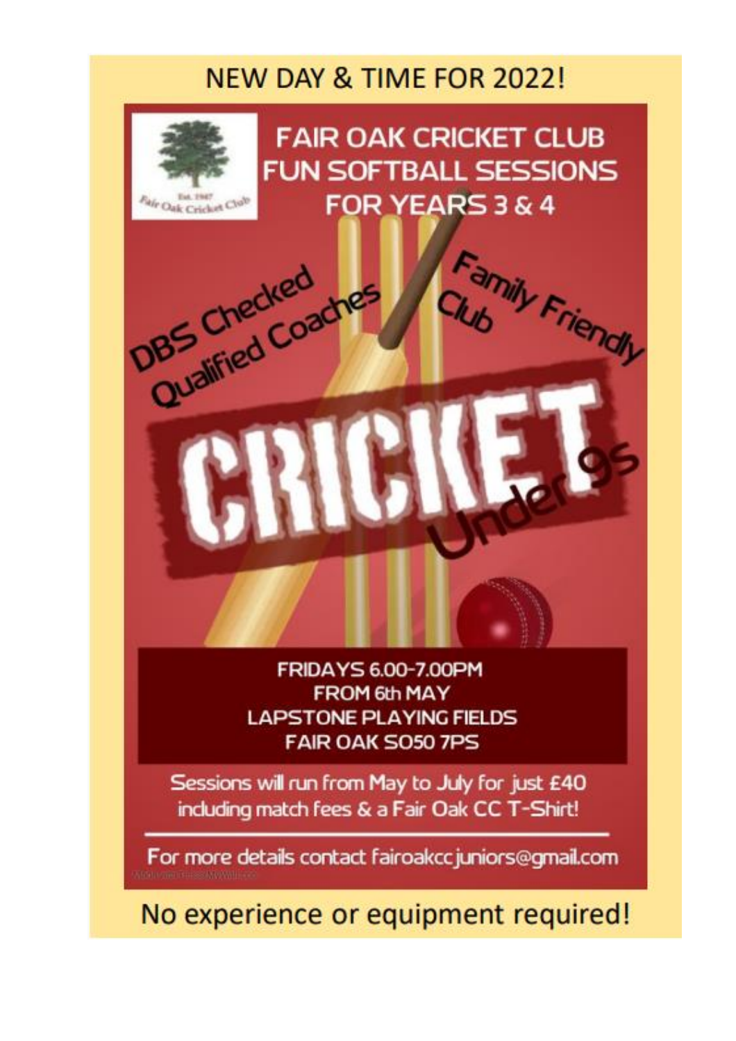## NEW DAY & TIME FOR 2022!

# FAIR OAK CRICKET CLUB FUN SOFTBALL SESSIONS FOR YEARS 3 & 4

Est. 1947
Fair Oak Cricket Club

DBS Checked Qualified Coaches

Family Friendly Club

CRICKET

Under 9s

**FRIDAYS 6.00-7.00PM**
**FROM 6th MAY**
**LAPSTONE PLAYING FIELDS**
**FAIR OAK SO50 7PS**

Sessions will run from May to July for just £40 including match fees & a Fair Oak CC T-Shirt!

For more details contact fairoakccjuniors@gmail.com

No experience or equipment required!